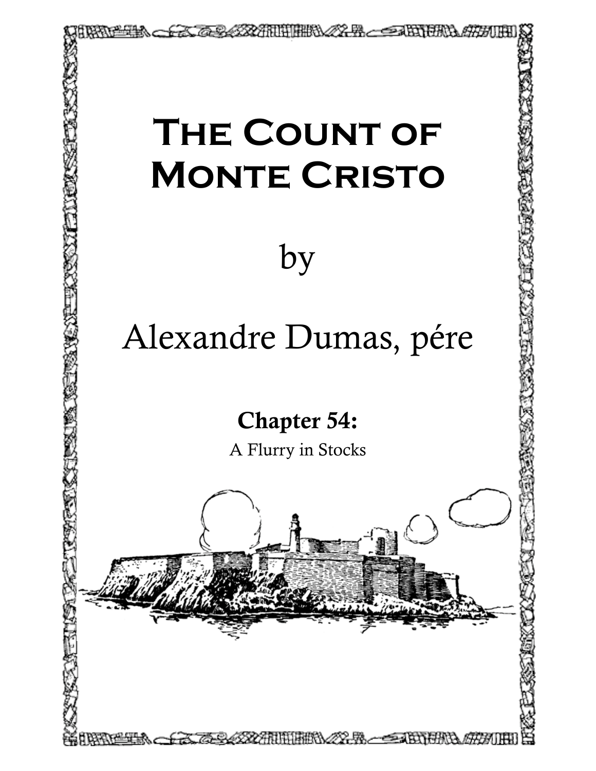# The Count of Monte Cristo

by

Alexandre Dumas, pére

## Chapter 54:

A Flurry in Stocks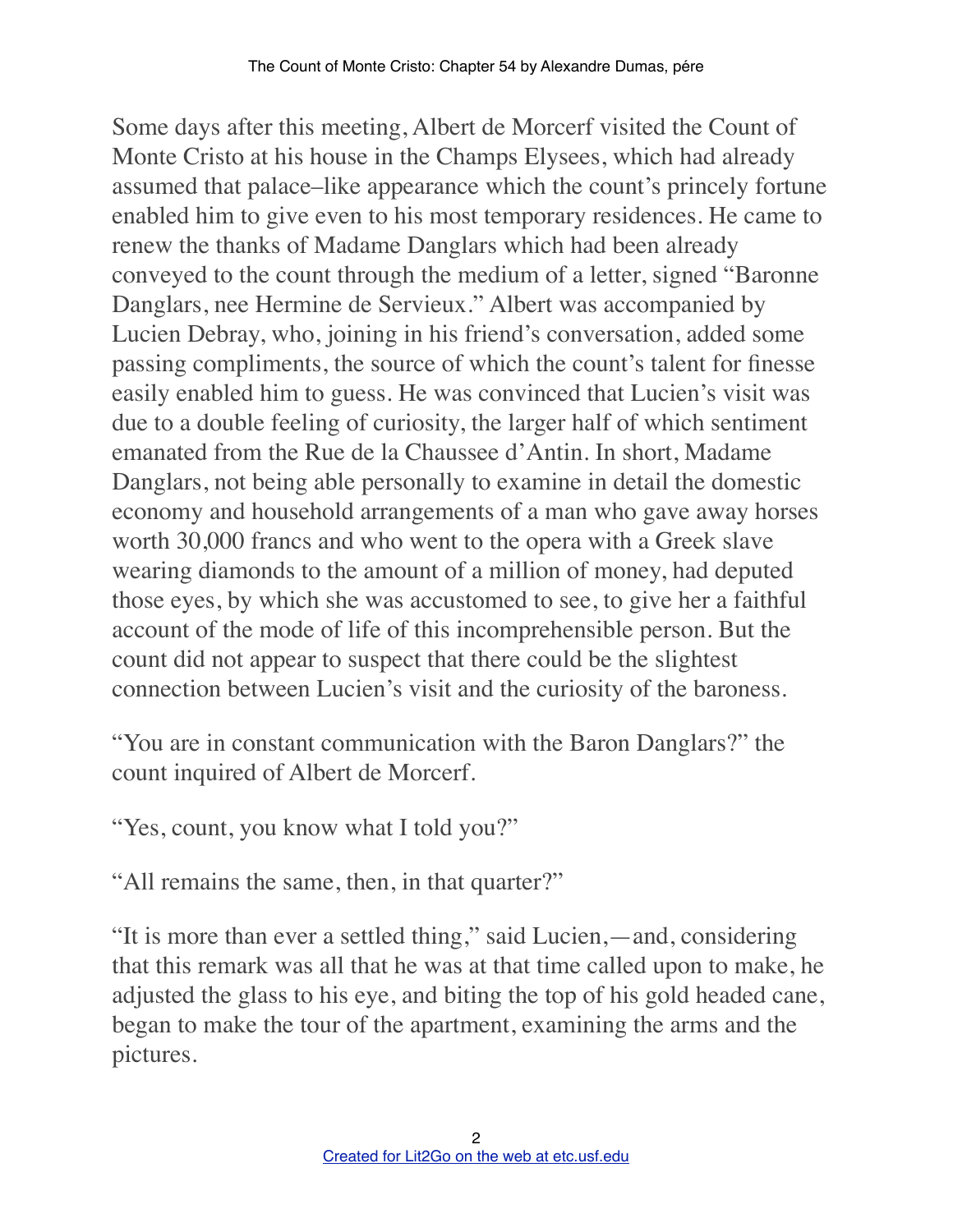Some days after this meeting, Albert de Morcerf visited the Count of Monte Cristo at his house in the Champs Elysees, which had already assumed that palace–like appearance which the count's princely fortune enabled him to give even to his most temporary residences. He came to renew the thanks of Madame Danglars which had been already conveyed to the count through the medium of a letter, signed "Baronne Danglars, nee Hermine de Servieux." Albert was accompanied by Lucien Debray, who, joining in his friend's conversation, added some passing compliments, the source of which the count's talent for finesse easily enabled him to guess. He was convinced that Lucien's visit was due to a double feeling of curiosity, the larger half of which sentiment emanated from the Rue de la Chaussee d'Antin. In short, Madame Danglars, not being able personally to examine in detail the domestic economy and household arrangements of a man who gave away horses worth 30,000 francs and who went to the opera with a Greek slave wearing diamonds to the amount of a million of money, had deputed those eyes, by which she was accustomed to see, to give her a faithful account of the mode of life of this incomprehensible person. But the count did not appear to suspect that there could be the slightest connection between Lucien's visit and the curiosity of the baroness.

"You are in constant communication with the Baron Danglars?" the count inquired of Albert de Morcerf.

"Yes, count, you know what I told you?"

"All remains the same, then, in that quarter?"

"It is more than ever a settled thing," said Lucien,—and, considering that this remark was all that he was at that time called upon to make, he adjusted the glass to his eye, and biting the top of his gold headed cane, began to make the tour of the apartment, examining the arms and the pictures.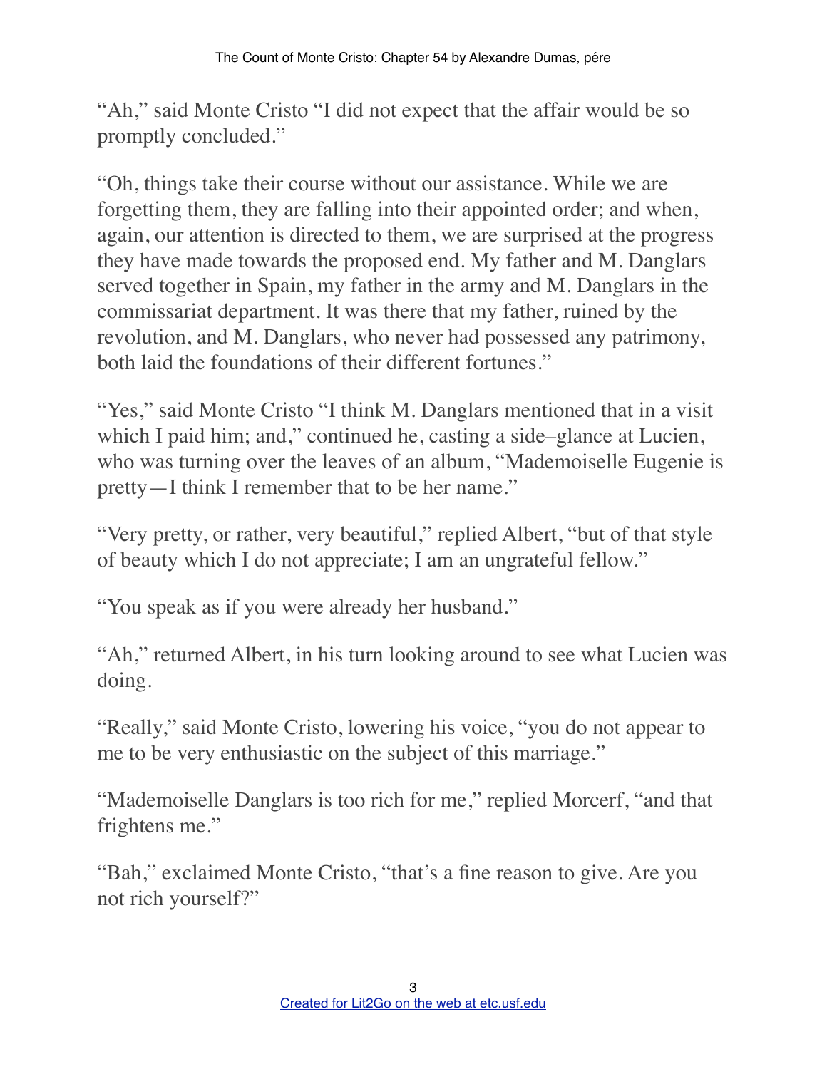"Ah," said Monte Cristo "I did not expect that the affair would be so promptly concluded."

"Oh, things take their course without our assistance. While we are forgetting them, they are falling into their appointed order; and when, again, our attention is directed to them, we are surprised at the progress they have made towards the proposed end. My father and M. Danglars served together in Spain, my father in the army and M. Danglars in the commissariat department. It was there that my father, ruined by the revolution, and M. Danglars, who never had possessed any patrimony, both laid the foundations of their different fortunes."

"Yes," said Monte Cristo "I think M. Danglars mentioned that in a visit which I paid him; and," continued he, casting a side–glance at Lucien, who was turning over the leaves of an album, "Mademoiselle Eugenie is pretty—I think I remember that to be her name."

"Very pretty, or rather, very beautiful," replied Albert, "but of that style of beauty which I do not appreciate; I am an ungrateful fellow."

"You speak as if you were already her husband."

"Ah," returned Albert, in his turn looking around to see what Lucien was doing.

"Really," said Monte Cristo, lowering his voice, "you do not appear to me to be very enthusiastic on the subject of this marriage."

"Mademoiselle Danglars is too rich for me," replied Morcerf, "and that frightens me."

"Bah," exclaimed Monte Cristo, "that's a fine reason to give. Are you not rich yourself?"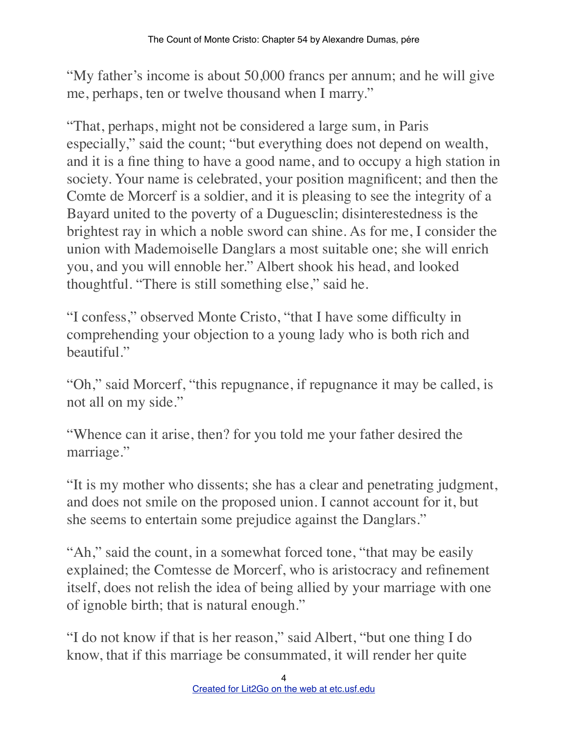"My father's income is about 50,000 francs per annum; and he will give me, perhaps, ten or twelve thousand when I marry."

"That, perhaps, might not be considered a large sum, in Paris especially," said the count; "but everything does not depend on wealth, and it is a fine thing to have a good name, and to occupy a high station in society. Your name is celebrated, your position magnificent; and then the Comte de Morcerf is a soldier, and it is pleasing to see the integrity of a Bayard united to the poverty of a Duguesclin; disinterestedness is the brightest ray in which a noble sword can shine. As for me, I consider the union with Mademoiselle Danglars a most suitable one; she will enrich you, and you will ennoble her." Albert shook his head, and looked thoughtful. "There is still something else," said he.

"I confess," observed Monte Cristo, "that I have some difficulty in comprehending your objection to a young lady who is both rich and beautiful."

"Oh," said Morcerf, "this repugnance, if repugnance it may be called, is not all on my side."

"Whence can it arise, then? for you told me your father desired the marriage."

"It is my mother who dissents; she has a clear and penetrating judgment, and does not smile on the proposed union. I cannot account for it, but she seems to entertain some prejudice against the Danglars."

"Ah," said the count, in a somewhat forced tone, "that may be easily explained; the Comtesse de Morcerf, who is aristocracy and refinement itself, does not relish the idea of being allied by your marriage with one of ignoble birth; that is natural enough."

"I do not know if that is her reason," said Albert, "but one thing I do know, that if this marriage be consummated, it will render her quite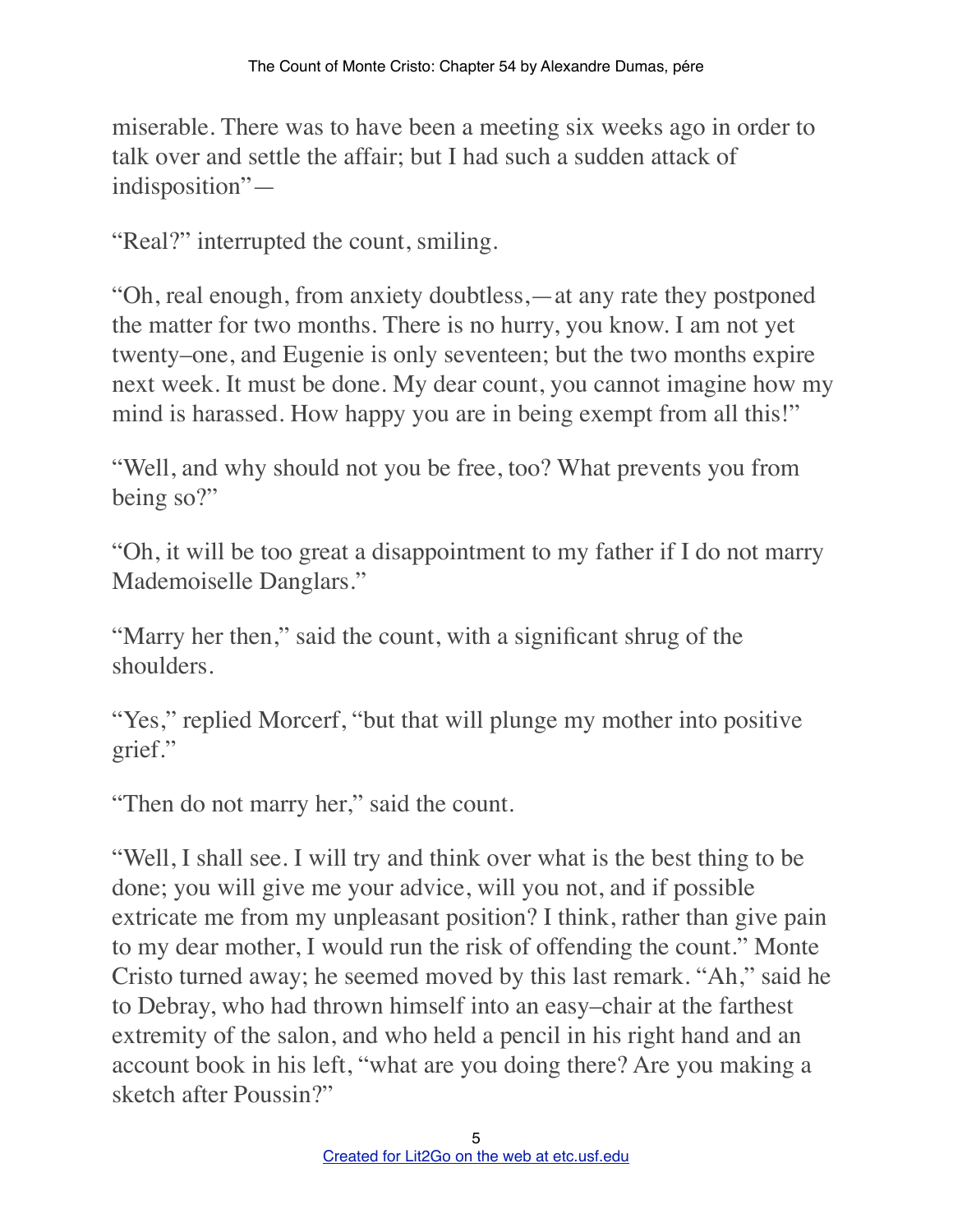miserable. There was to have been a meeting six weeks ago in order to talk over and settle the affair; but I had such a sudden attack of indisposition"—

"Real?" interrupted the count, smiling.

"Oh, real enough, from anxiety doubtless,—at any rate they postponed the matter for two months. There is no hurry, you know. I am not yet twenty–one, and Eugenie is only seventeen; but the two months expire next week. It must be done. My dear count, you cannot imagine how my mind is harassed. How happy you are in being exempt from all this!"

"Well, and why should not you be free, too? What prevents you from being so?"

"Oh, it will be too great a disappointment to my father if I do not marry Mademoiselle Danglars."

"Marry her then," said the count, with a significant shrug of the shoulders.

"Yes," replied Morcerf, "but that will plunge my mother into positive grief."

"Then do not marry her," said the count.

"Well, I shall see. I will try and think over what is the best thing to be done; you will give me your advice, will you not, and if possible extricate me from my unpleasant position? I think, rather than give pain to my dear mother, I would run the risk of offending the count." Monte Cristo turned away; he seemed moved by this last remark. "Ah," said he to Debray, who had thrown himself into an easy–chair at the farthest extremity of the salon, and who held a pencil in his right hand and an account book in his left, "what are you doing there? Are you making a sketch after Poussin?"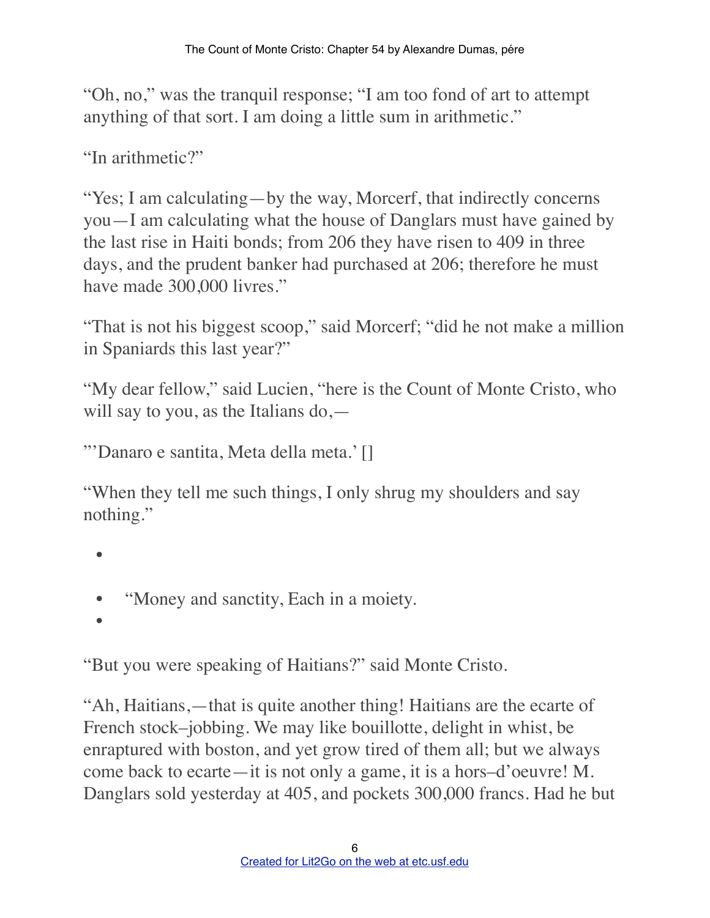"Oh, no," was the tranquil response; "I am too fond of art to attempt anything of that sort. I am doing a little sum in arithmetic."

"In arithmetic?"

"Yes; I am calculating—by the way, Morcerf, that indirectly concerns you—I am calculating what the house of Danglars must have gained by the last rise in Haiti bonds; from 206 they have risen to 409 in three days, and the prudent banker had purchased at 206; therefore he must have made 300,000 livres."

"That is not his biggest scoop," said Morcerf; "did he not make a million in Spaniards this last year?"

"My dear fellow," said Lucien, "here is the Count of Monte Cristo, who will say to you, as the Italians do,—

"'Danaro e santita, Meta della meta.' []

"When they tell me such things, I only shrug my shoulders and say nothing."

- 
- "Money and sanctity, Each in a moiety.
- 

"But you were speaking of Haitians?" said Monte Cristo.

"Ah, Haitians,—that is quite another thing! Haitians are the ecarte of French stock–jobbing. We may like bouillotte, delight in whist, be enraptured with boston, and yet grow tired of them all; but we always come back to ecarte—it is not only a game, it is a hors–d'oeuvre! M. Danglars sold yesterday at 405, and pockets 300,000 francs. Had he but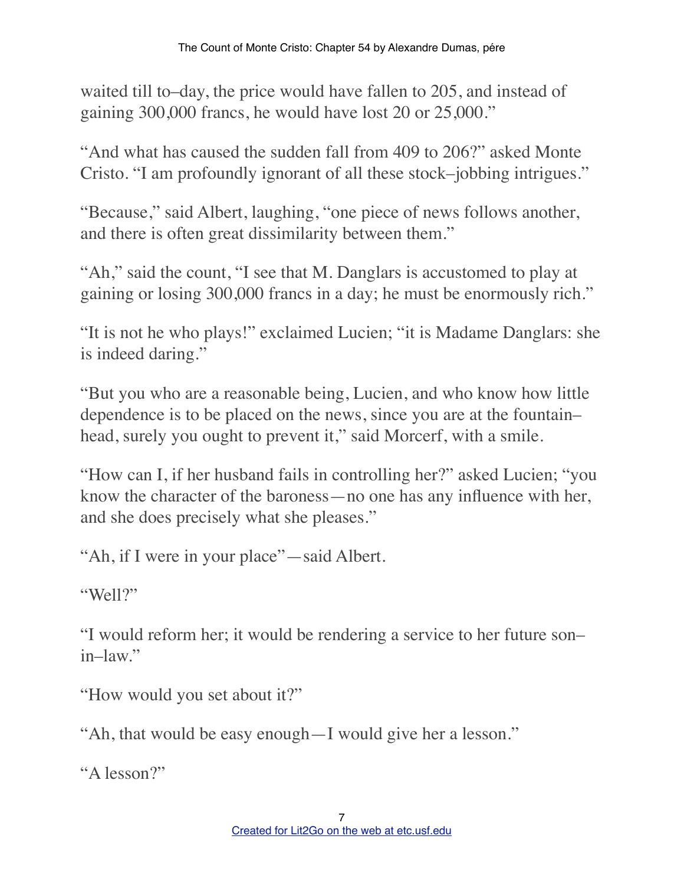waited till to–day, the price would have fallen to 205, and instead of gaining 300,000 francs, he would have lost 20 or 25,000."

"And what has caused the sudden fall from 409 to 206?" asked Monte Cristo. "I am profoundly ignorant of all these stock–jobbing intrigues."

"Because," said Albert, laughing, "one piece of news follows another, and there is often great dissimilarity between them."

"Ah," said the count, "I see that M. Danglars is accustomed to play at gaining or losing 300,000 francs in a day; he must be enormously rich."

"It is not he who plays!" exclaimed Lucien; "it is Madame Danglars: she is indeed daring."

"But you who are a reasonable being, Lucien, and who know how little dependence is to be placed on the news, since you are at the fountain–head, surely you ought to prevent it," said Morcerf, with a smile.

"How can I, if her husband fails in controlling her?" asked Lucien; "you know the character of the baroness—no one has any influence with her, and she does precisely what she pleases."

"Ah, if I were in your place"—said Albert.

"Well?"

"I would reform her; it would be rendering a service to her future son–in–law."

"How would you set about it?"

"Ah, that would be easy enough—I would give her a lesson."

"A lesson?"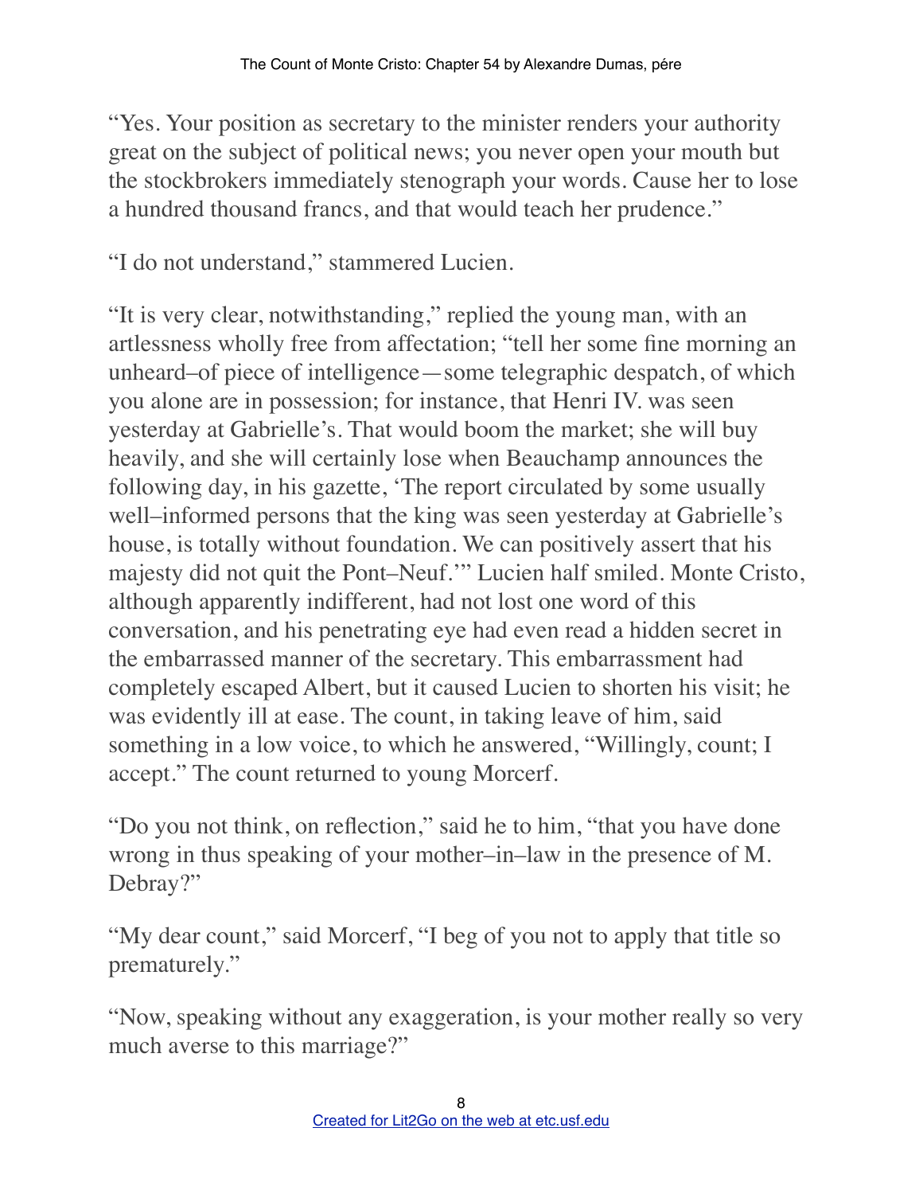"Yes. Your position as secretary to the minister renders your authority great on the subject of political news; you never open your mouth but the stockbrokers immediately stenograph your words. Cause her to lose a hundred thousand francs, and that would teach her prudence."

"I do not understand," stammered Lucien.

"It is very clear, notwithstanding," replied the young man, with an artlessness wholly free from affectation; "tell her some fine morning an unheard–of piece of intelligence—some telegraphic despatch, of which you alone are in possession; for instance, that Henri IV. was seen yesterday at Gabrielle's. That would boom the market; she will buy heavily, and she will certainly lose when Beauchamp announces the following day, in his gazette, 'The report circulated by some usually well–informed persons that the king was seen yesterday at Gabrielle's house, is totally without foundation. We can positively assert that his majesty did not quit the Pont–Neuf.'" Lucien half smiled. Monte Cristo, although apparently indifferent, had not lost one word of this conversation, and his penetrating eye had even read a hidden secret in the embarrassed manner of the secretary. This embarrassment had completely escaped Albert, but it caused Lucien to shorten his visit; he was evidently ill at ease. The count, in taking leave of him, said something in a low voice, to which he answered, "Willingly, count; I accept." The count returned to young Morcerf.

"Do you not think, on reflection," said he to him, "that you have done wrong in thus speaking of your mother–in–law in the presence of M. Debray?"

"My dear count," said Morcerf, "I beg of you not to apply that title so prematurely."

"Now, speaking without any exaggeration, is your mother really so very much averse to this marriage?"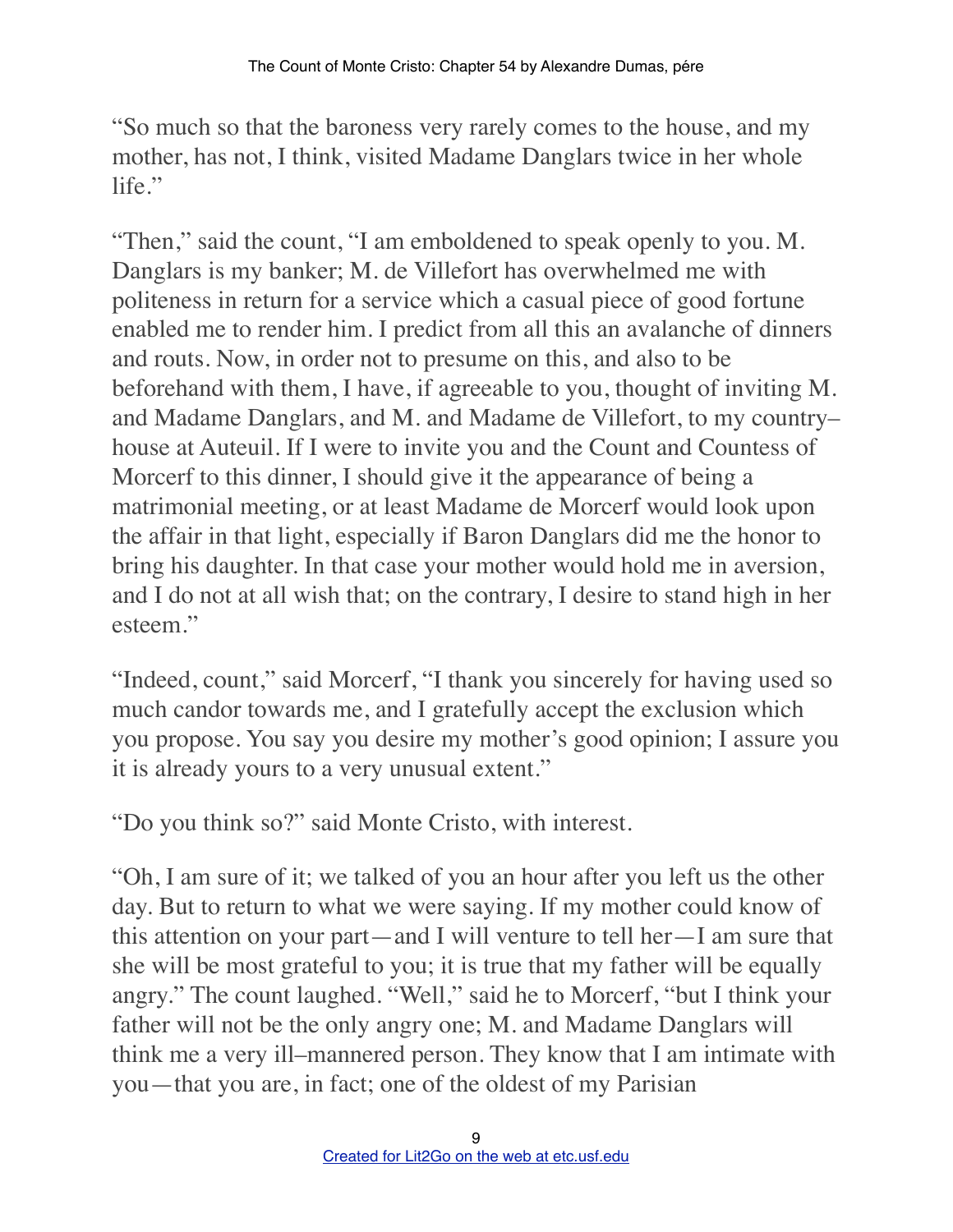"So much so that the baroness very rarely comes to the house, and my mother, has not, I think, visited Madame Danglars twice in her whole life."

"Then," said the count, "I am emboldened to speak openly to you. M. Danglars is my banker; M. de Villefort has overwhelmed me with politeness in return for a service which a casual piece of good fortune enabled me to render him. I predict from all this an avalanche of dinners and routs. Now, in order not to presume on this, and also to be beforehand with them, I have, if agreeable to you, thought of inviting M. and Madame Danglars, and M. and Madame de Villefort, to my country–house at Auteuil. If I were to invite you and the Count and Countess of Morcerf to this dinner, I should give it the appearance of being a matrimonial meeting, or at least Madame de Morcerf would look upon the affair in that light, especially if Baron Danglars did me the honor to bring his daughter. In that case your mother would hold me in aversion, and I do not at all wish that; on the contrary, I desire to stand high in her esteem."

"Indeed, count," said Morcerf, "I thank you sincerely for having used so much candor towards me, and I gratefully accept the exclusion which you propose. You say you desire my mother's good opinion; I assure you it is already yours to a very unusual extent."

"Do you think so?" said Monte Cristo, with interest.

"Oh, I am sure of it; we talked of you an hour after you left us the other day. But to return to what we were saying. If my mother could know of this attention on your part—and I will venture to tell her—I am sure that she will be most grateful to you; it is true that my father will be equally angry." The count laughed. "Well," said he to Morcerf, "but I think your father will not be the only angry one; M. and Madame Danglars will think me a very ill–mannered person. They know that I am intimate with you—that you are, in fact; one of the oldest of my Parisian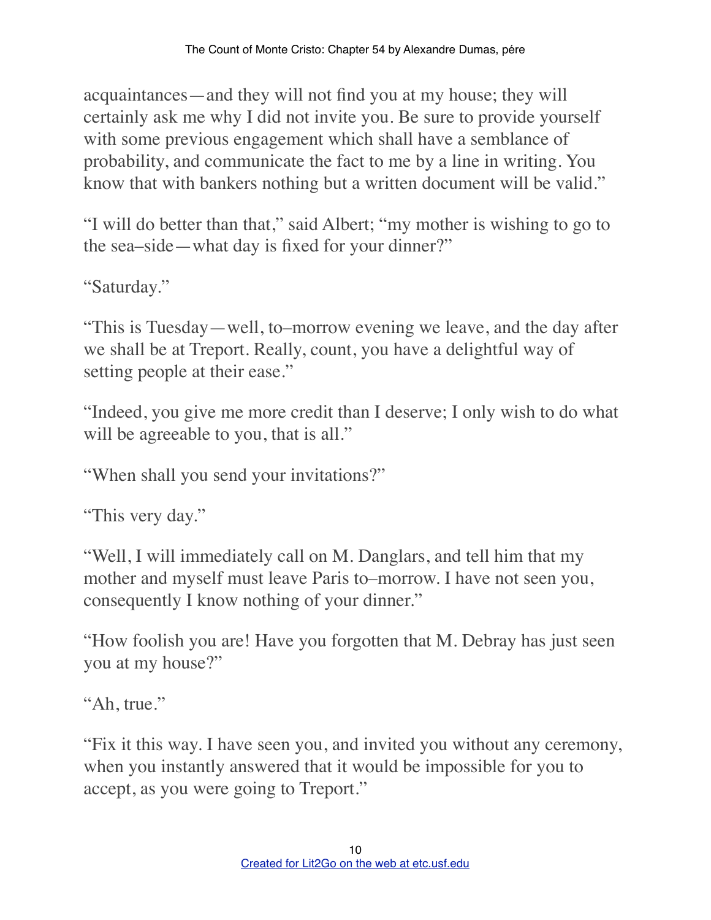acquaintances—and they will not find you at my house; they will certainly ask me why I did not invite you. Be sure to provide yourself with some previous engagement which shall have a semblance of probability, and communicate the fact to me by a line in writing. You know that with bankers nothing but a written document will be valid."

"I will do better than that," said Albert; "my mother is wishing to go to the sea–side—what day is fixed for your dinner?"

"Saturday."

"This is Tuesday—well, to–morrow evening we leave, and the day after we shall be at Treport. Really, count, you have a delightful way of setting people at their ease."

"Indeed, you give me more credit than I deserve; I only wish to do what will be agreeable to you, that is all."

"When shall you send your invitations?"

"This very day."

"Well, I will immediately call on M. Danglars, and tell him that my mother and myself must leave Paris to–morrow. I have not seen you, consequently I know nothing of your dinner."

"How foolish you are! Have you forgotten that M. Debray has just seen you at my house?"

"Ah, true."

"Fix it this way. I have seen you, and invited you without any ceremony, when you instantly answered that it would be impossible for you to accept, as you were going to Treport."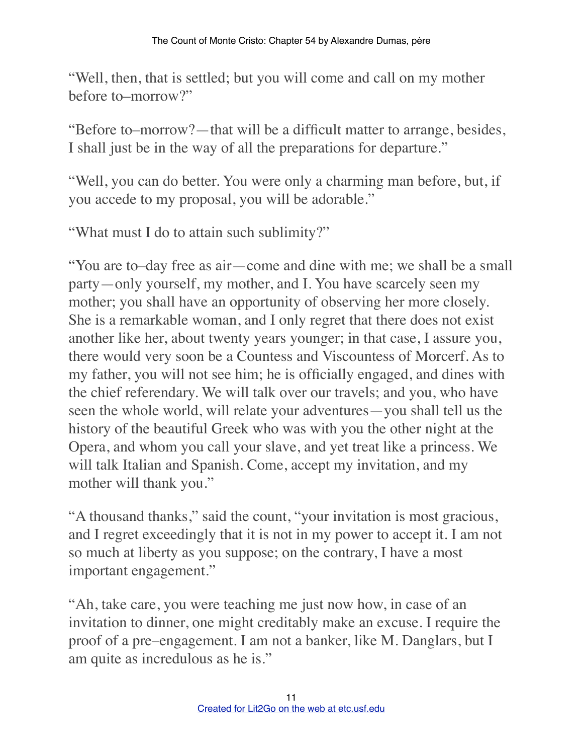"Well, then, that is settled; but you will come and call on my mother before to–morrow?"

"Before to–morrow?—that will be a difficult matter to arrange, besides, I shall just be in the way of all the preparations for departure."

"Well, you can do better. You were only a charming man before, but, if you accede to my proposal, you will be adorable."

"What must I do to attain such sublimity?"

"You are to–day free as air—come and dine with me; we shall be a small party—only yourself, my mother, and I. You have scarcely seen my mother; you shall have an opportunity of observing her more closely. She is a remarkable woman, and I only regret that there does not exist another like her, about twenty years younger; in that case, I assure you, there would very soon be a Countess and Viscountess of Morcerf. As to my father, you will not see him; he is officially engaged, and dines with the chief referendary. We will talk over our travels; and you, who have seen the whole world, will relate your adventures—you shall tell us the history of the beautiful Greek who was with you the other night at the Opera, and whom you call your slave, and yet treat like a princess. We will talk Italian and Spanish. Come, accept my invitation, and my mother will thank you."

"A thousand thanks," said the count, "your invitation is most gracious, and I regret exceedingly that it is not in my power to accept it. I am not so much at liberty as you suppose; on the contrary, I have a most important engagement."

"Ah, take care, you were teaching me just now how, in case of an invitation to dinner, one might creditably make an excuse. I require the proof of a pre–engagement. I am not a banker, like M. Danglars, but I am quite as incredulous as he is."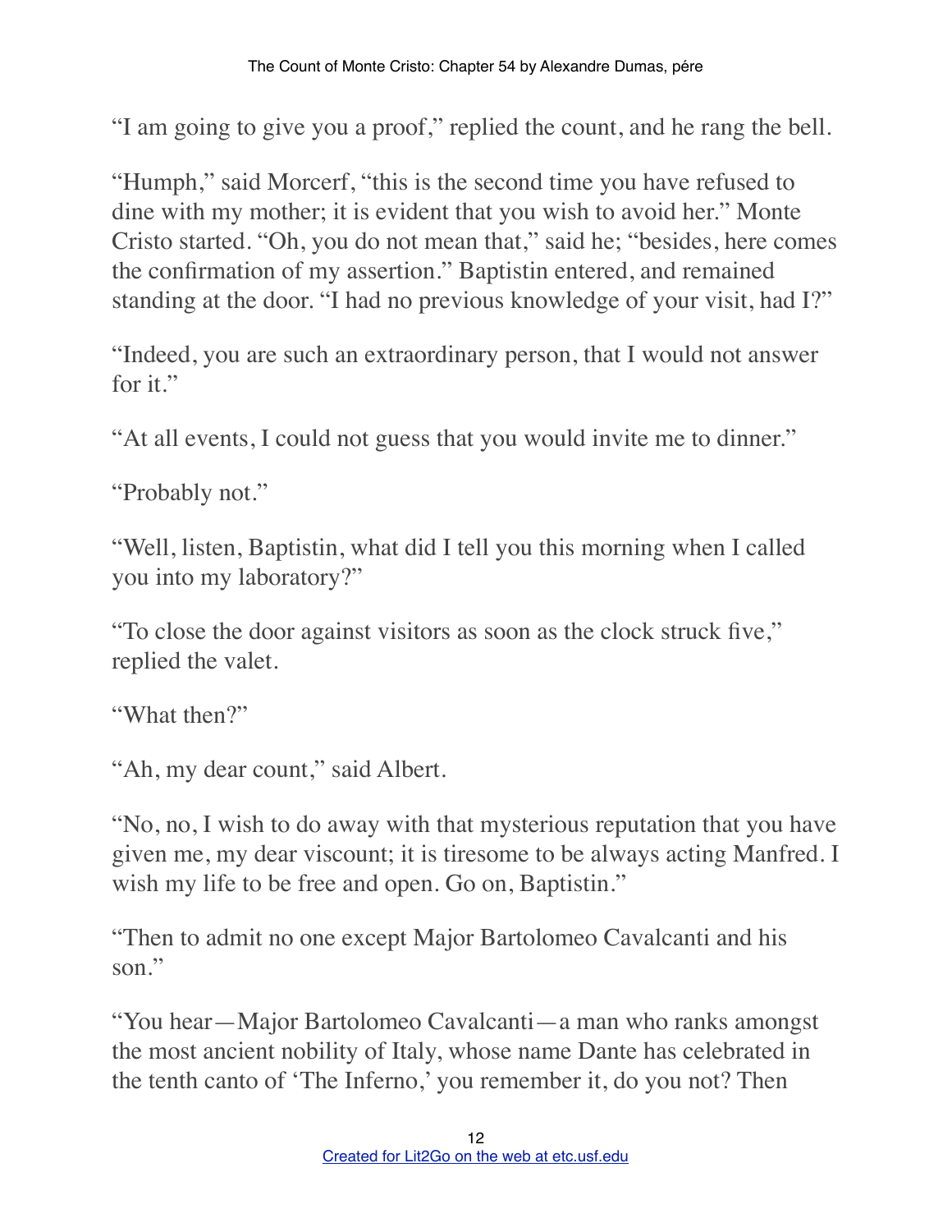"I am going to give you a proof," replied the count, and he rang the bell.

"Humph," said Morcerf, "this is the second time you have refused to dine with my mother; it is evident that you wish to avoid her." Monte Cristo started. "Oh, you do not mean that," said he; "besides, here comes the confirmation of my assertion." Baptistin entered, and remained standing at the door. "I had no previous knowledge of your visit, had I?"

"Indeed, you are such an extraordinary person, that I would not answer for it."

"At all events, I could not guess that you would invite me to dinner."

"Probably not."

"Well, listen, Baptistin, what did I tell you this morning when I called you into my laboratory?"

"To close the door against visitors as soon as the clock struck five," replied the valet.

"What then?"

"Ah, my dear count," said Albert.

"No, no, I wish to do away with that mysterious reputation that you have given me, my dear viscount; it is tiresome to be always acting Manfred. I wish my life to be free and open. Go on, Baptistin."

"Then to admit no one except Major Bartolomeo Cavalcanti and his son."

"You hear—Major Bartolomeo Cavalcanti—a man who ranks amongst the most ancient nobility of Italy, whose name Dante has celebrated in the tenth canto of 'The Inferno,' you remember it, do you not? Then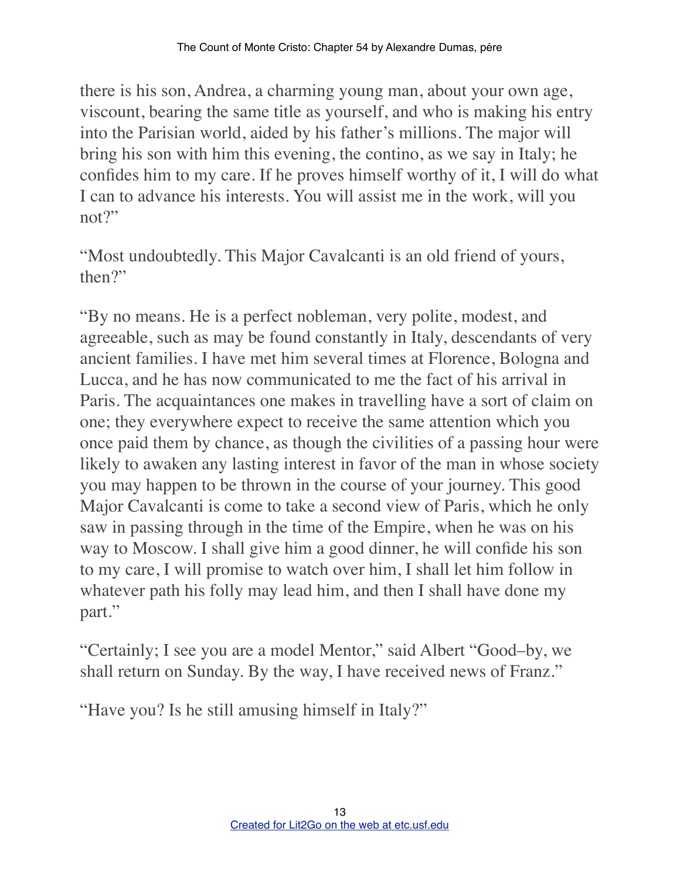there is his son, Andrea, a charming young man, about your own age, viscount, bearing the same title as yourself, and who is making his entry into the Parisian world, aided by his father's millions. The major will bring his son with him this evening, the contino, as we say in Italy; he confides him to my care. If he proves himself worthy of it, I will do what I can to advance his interests. You will assist me in the work, will you not?"

"Most undoubtedly. This Major Cavalcanti is an old friend of yours, then?"

"By no means. He is a perfect nobleman, very polite, modest, and agreeable, such as may be found constantly in Italy, descendants of very ancient families. I have met him several times at Florence, Bologna and Lucca, and he has now communicated to me the fact of his arrival in Paris. The acquaintances one makes in travelling have a sort of claim on one; they everywhere expect to receive the same attention which you once paid them by chance, as though the civilities of a passing hour were likely to awaken any lasting interest in favor of the man in whose society you may happen to be thrown in the course of your journey. This good Major Cavalcanti is come to take a second view of Paris, which he only saw in passing through in the time of the Empire, when he was on his way to Moscow. I shall give him a good dinner, he will confide his son to my care, I will promise to watch over him, I shall let him follow in whatever path his folly may lead him, and then I shall have done my part."

"Certainly; I see you are a model Mentor," said Albert "Good–by, we shall return on Sunday. By the way, I have received news of Franz."

"Have you? Is he still amusing himself in Italy?"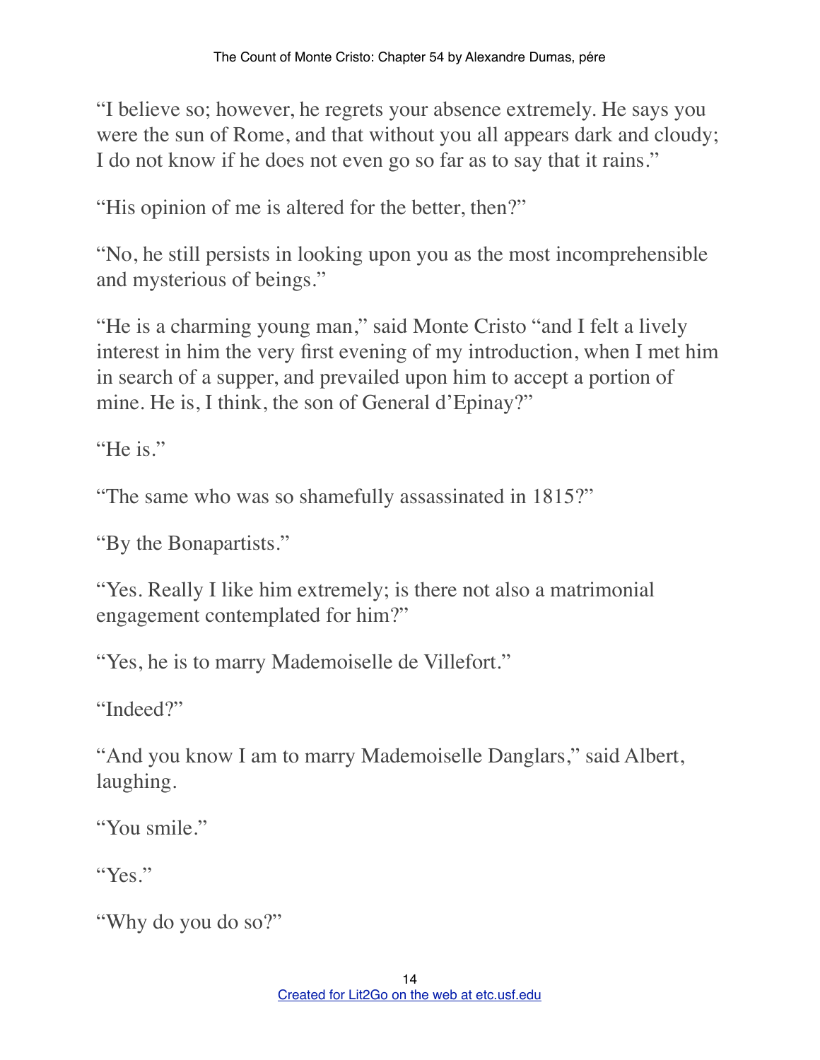"I believe so; however, he regrets your absence extremely. He says you were the sun of Rome, and that without you all appears dark and cloudy; I do not know if he does not even go so far as to say that it rains."

"His opinion of me is altered for the better, then?"

"No, he still persists in looking upon you as the most incomprehensible and mysterious of beings."

"He is a charming young man," said Monte Cristo "and I felt a lively interest in him the very first evening of my introduction, when I met him in search of a supper, and prevailed upon him to accept a portion of mine. He is, I think, the son of General d'Epinay?"

"He is."

"The same who was so shamefully assassinated in 1815?"

"By the Bonapartists."

"Yes. Really I like him extremely; is there not also a matrimonial engagement contemplated for him?"

"Yes, he is to marry Mademoiselle de Villefort."

"Indeed?"

"And you know I am to marry Mademoiselle Danglars," said Albert, laughing.

"You smile."

"Yes."

"Why do you do so?"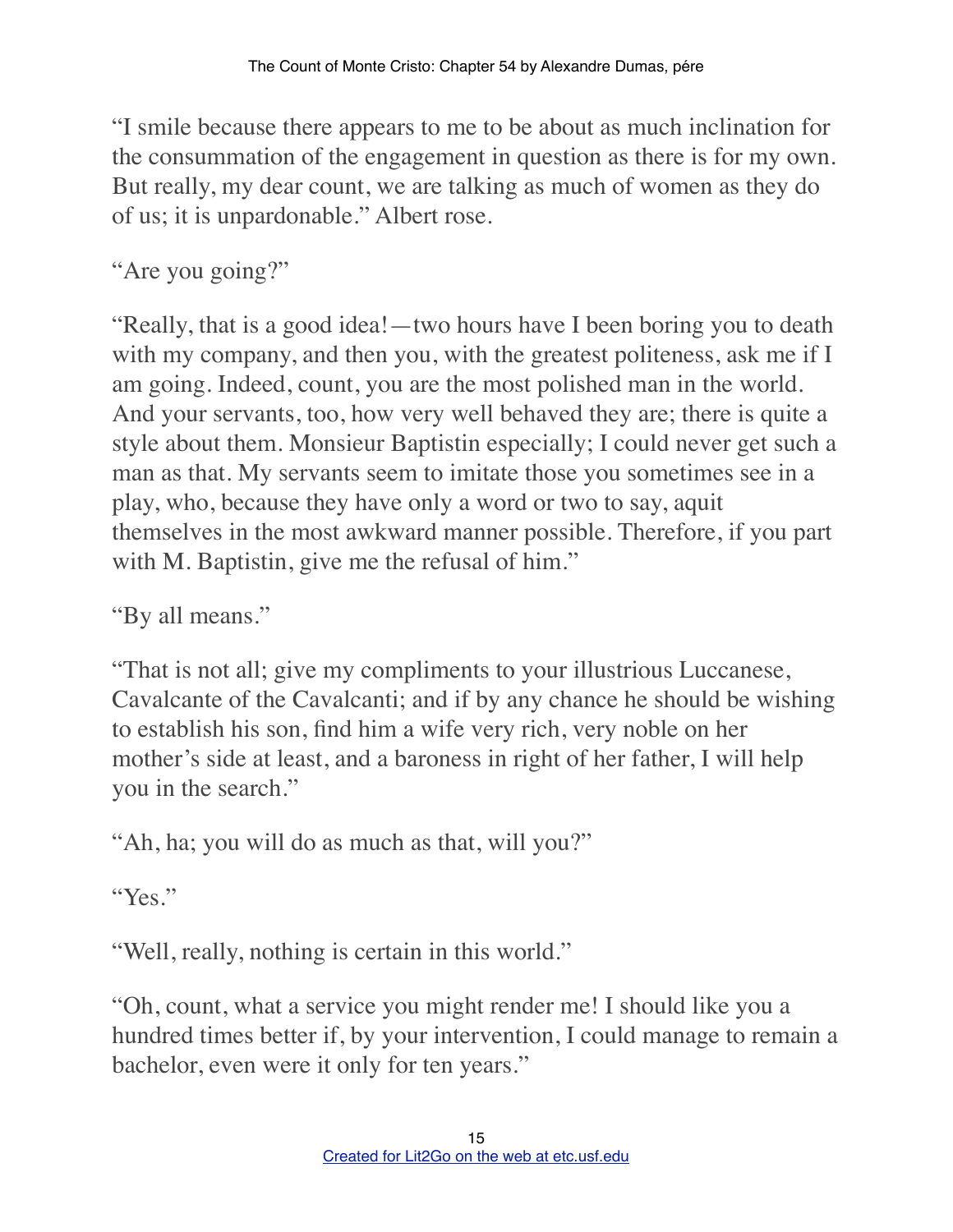"I smile because there appears to me to be about as much inclination for the consummation of the engagement in question as there is for my own. But really, my dear count, we are talking as much of women as they do of us; it is unpardonable." Albert rose.

"Are you going?"

"Really, that is a good idea!—two hours have I been boring you to death with my company, and then you, with the greatest politeness, ask me if I am going. Indeed, count, you are the most polished man in the world. And your servants, too, how very well behaved they are; there is quite a style about them. Monsieur Baptistin especially; I could never get such a man as that. My servants seem to imitate those you sometimes see in a play, who, because they have only a word or two to say, aquit themselves in the most awkward manner possible. Therefore, if you part with M. Baptistin, give me the refusal of him."

"By all means."

"That is not all; give my compliments to your illustrious Luccanese, Cavalcante of the Cavalcanti; and if by any chance he should be wishing to establish his son, find him a wife very rich, very noble on her mother's side at least, and a baroness in right of her father, I will help you in the search."

"Ah, ha; you will do as much as that, will you?"

"Yes."

"Well, really, nothing is certain in this world."

"Oh, count, what a service you might render me! I should like you a hundred times better if, by your intervention, I could manage to remain a bachelor, even were it only for ten years."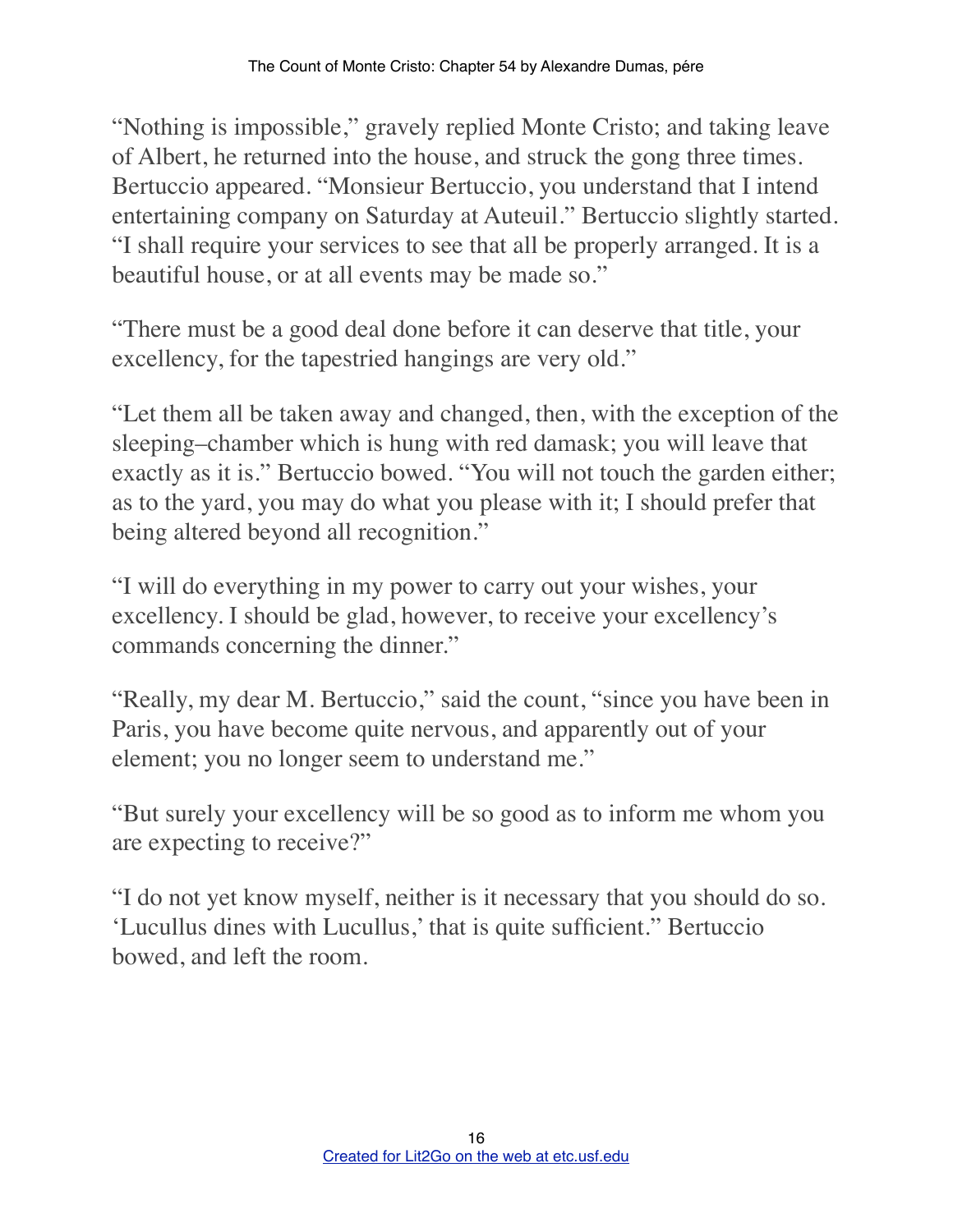"Nothing is impossible," gravely replied Monte Cristo; and taking leave of Albert, he returned into the house, and struck the gong three times. Bertuccio appeared. "Monsieur Bertuccio, you understand that I intend entertaining company on Saturday at Auteuil." Bertuccio slightly started. "I shall require your services to see that all be properly arranged. It is a beautiful house, or at all events may be made so."

"There must be a good deal done before it can deserve that title, your excellency, for the tapestried hangings are very old."

"Let them all be taken away and changed, then, with the exception of the sleeping–chamber which is hung with red damask; you will leave that exactly as it is." Bertuccio bowed. "You will not touch the garden either; as to the yard, you may do what you please with it; I should prefer that being altered beyond all recognition."

"I will do everything in my power to carry out your wishes, your excellency. I should be glad, however, to receive your excellency's commands concerning the dinner."

"Really, my dear M. Bertuccio," said the count, "since you have been in Paris, you have become quite nervous, and apparently out of your element; you no longer seem to understand me."

"But surely your excellency will be so good as to inform me whom you are expecting to receive?"

"I do not yet know myself, neither is it necessary that you should do so. 'Lucullus dines with Lucullus,' that is quite sufficient." Bertuccio bowed, and left the room.